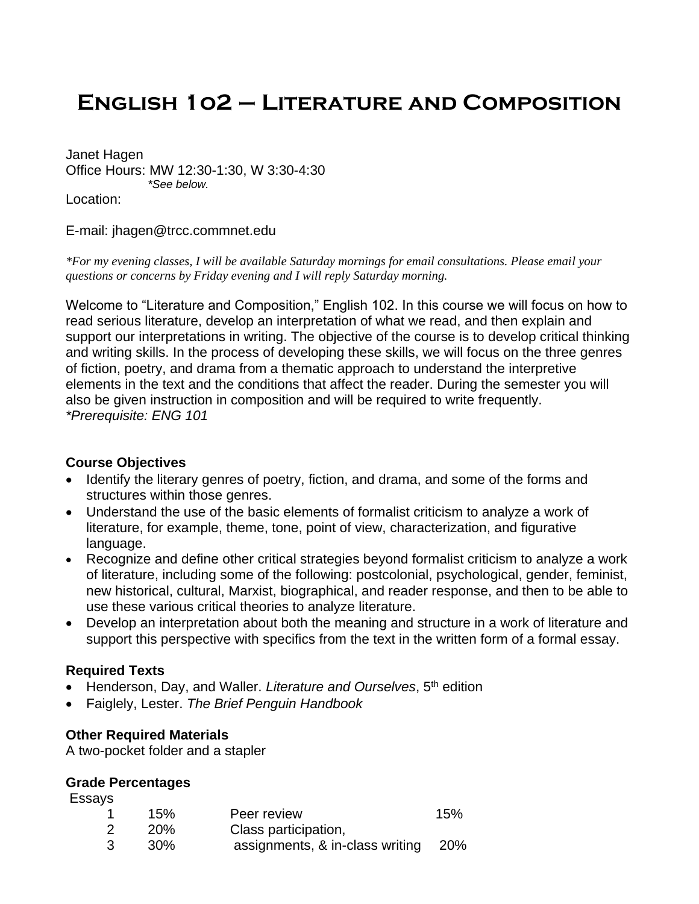# English 102 – Literature and Composition

Janet Hagen
Office Hours: MW 12:30-1:30, W 3:30-4:30
*\*See below.*
Location:

E-mail: jhagen@trcc.commnet.edu

*\*For my evening classes, I will be available Saturday mornings for email consultations. Please email your questions or concerns by Friday evening and I will reply Saturday morning.*

Welcome to "Literature and Composition," English 102. In this course we will focus on how to read serious literature, develop an interpretation of what we read, and then explain and support our interpretations in writing. The objective of the course is to develop critical thinking and writing skills. In the process of developing these skills, we will focus on the three genres of fiction, poetry, and drama from a thematic approach to understand the interpretive elements in the text and the conditions that affect the reader. During the semester you will also be given instruction in composition and will be required to write frequently.
*\*Prerequisite: ENG 101*

**Course Objectives**

- Identify the literary genres of poetry, fiction, and drama, and some of the forms and structures within those genres.
- Understand the use of the basic elements of formalist criticism to analyze a work of literature, for example, theme, tone, point of view, characterization, and figurative language.
- Recognize and define other critical strategies beyond formalist criticism to analyze a work of literature, including some of the following: postcolonial, psychological, gender, feminist, new historical, cultural, Marxist, biographical, and reader response, and then to be able to use these various critical theories to analyze literature.
- Develop an interpretation about both the meaning and structure in a work of literature and support this perspective with specifics from the text in the written form of a formal essay.

**Required Texts**

- Henderson, Day, and Waller. *Literature and Ourselves*, 5th edition
- Faiglely, Lester. *The Brief Penguin Handbook*

**Other Required Materials**

A two-pocket folder and a stapler

**Grade Percentages**

| Essays | | | |
|---|---|---|---|
| 1 | 15% | Peer review | 15% |
| 2 | 20% | Class participation, assignments, & in-class writing | 20% |
| 3 | 30% | | |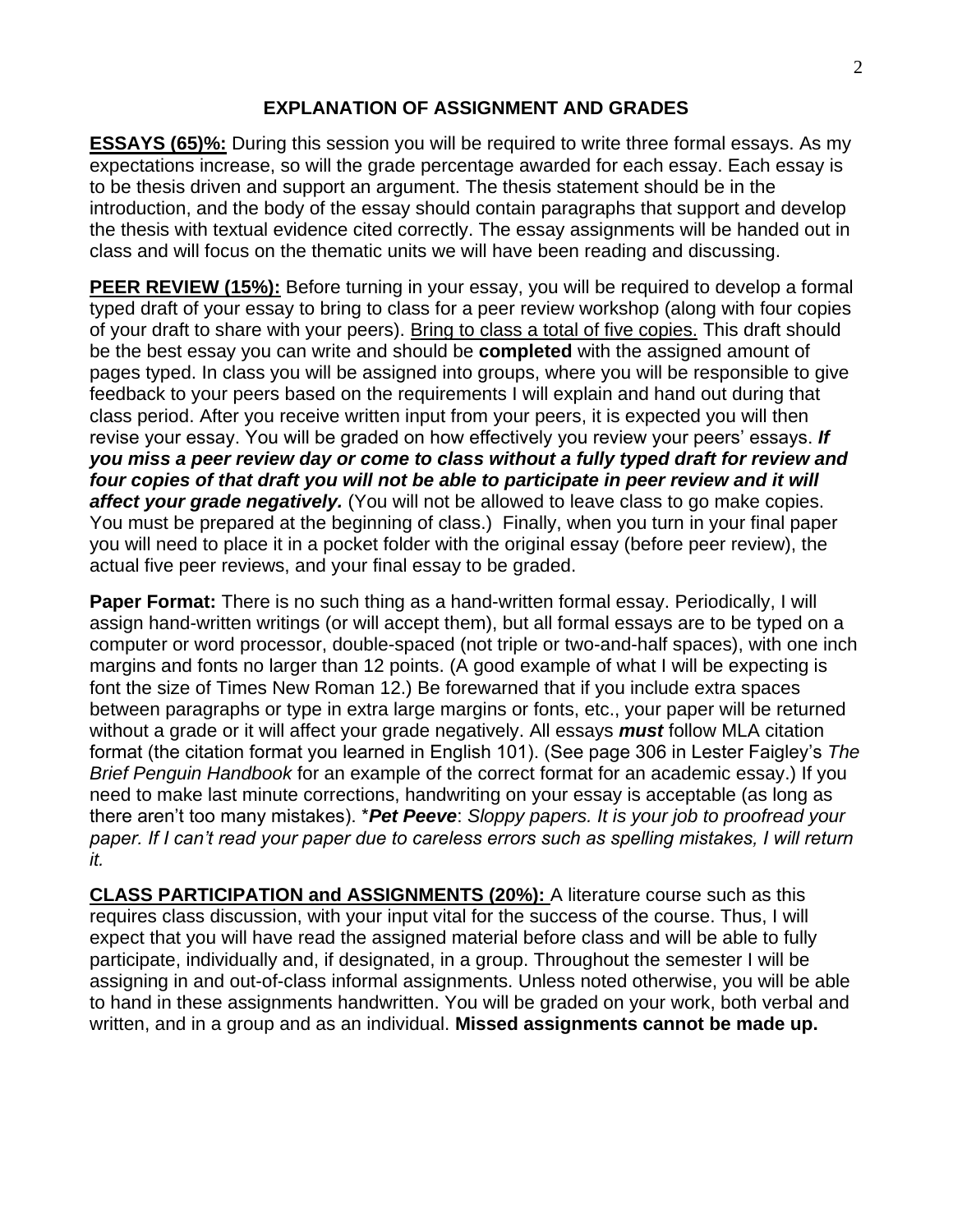## EXPLANATION OF ASSIGNMENT AND GRADES

**ESSAYS (65)%:** During this session you will be required to write three formal essays. As my expectations increase, so will the grade percentage awarded for each essay. Each essay is to be thesis driven and support an argument. The thesis statement should be in the introduction, and the body of the essay should contain paragraphs that support and develop the thesis with textual evidence cited correctly. The essay assignments will be handed out in class and will focus on the thematic units we will have been reading and discussing.

**PEER REVIEW (15%):** Before turning in your essay, you will be required to develop a formal typed draft of your essay to bring to class for a peer review workshop (along with four copies of your draft to share with your peers). Bring to class a total of five copies. This draft should be the best essay you can write and should be **completed** with the assigned amount of pages typed. In class you will be assigned into groups, where you will be responsible to give feedback to your peers based on the requirements I will explain and hand out during that class period. After you receive written input from your peers, it is expected you will then revise your essay. You will be graded on how effectively you review your peers' essays. ***If you miss a peer review day or come to class without a fully typed draft for review and four copies of that draft you will not be able to participate in peer review and it will affect your grade negatively.*** (You will not be allowed to leave class to go make copies. You must be prepared at the beginning of class.) Finally, when you turn in your final paper you will need to place it in a pocket folder with the original essay (before peer review), the actual five peer reviews, and your final essay to be graded.

**Paper Format:** There is no such thing as a hand-written formal essay. Periodically, I will assign hand-written writings (or will accept them), but all formal essays are to be typed on a computer or word processor, double-spaced (not triple or two-and-half spaces), with one inch margins and fonts no larger than 12 points. (A good example of what I will be expecting is font the size of Times New Roman 12.) Be forewarned that if you include extra spaces between paragraphs or type in extra large margins or fonts, etc., your paper will be returned without a grade or it will affect your grade negatively. All essays ***must*** follow MLA citation format (the citation format you learned in English 101). (See page 306 in Lester Faigley's *The Brief Penguin Handbook* for an example of the correct format for an academic essay.) If you need to make last minute corrections, handwriting on your essay is acceptable (as long as there aren't too many mistakes). \****Pet Peeve***: *Sloppy papers. It is your job to proofread your paper. If I can't read your paper due to careless errors such as spelling mistakes, I will return it.*

**CLASS PARTICIPATION and ASSIGNMENTS (20%):** A literature course such as this requires class discussion, with your input vital for the success of the course. Thus, I will expect that you will have read the assigned material before class and will be able to fully participate, individually and, if designated, in a group. Throughout the semester I will be assigning in and out-of-class informal assignments. Unless noted otherwise, you will be able to hand in these assignments handwritten. You will be graded on your work, both verbal and written, and in a group and as an individual. **Missed assignments cannot be made up.**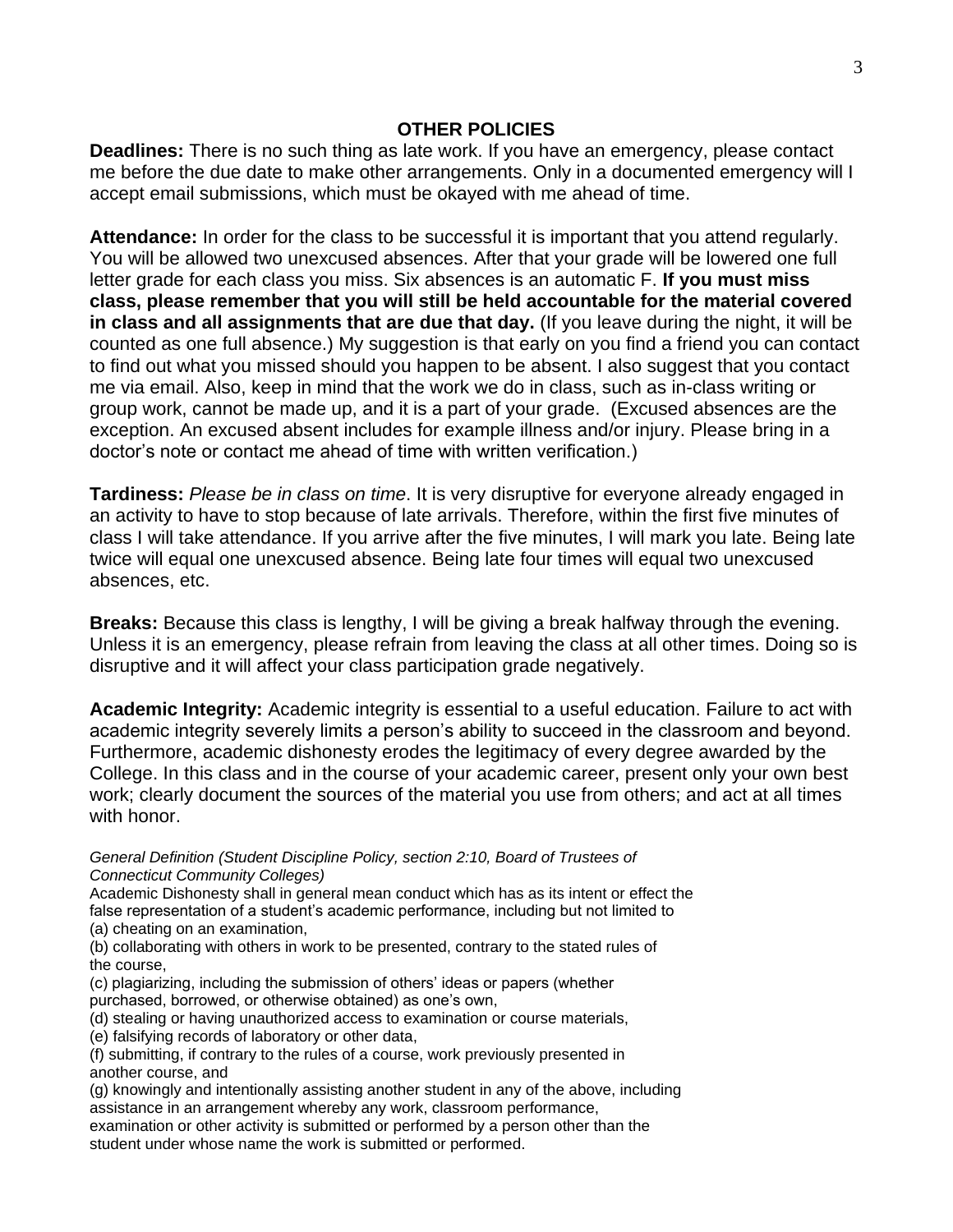## OTHER POLICIES

**Deadlines:** There is no such thing as late work. If you have an emergency, please contact me before the due date to make other arrangements. Only in a documented emergency will I accept email submissions, which must be okayed with me ahead of time.

**Attendance:** In order for the class to be successful it is important that you attend regularly. You will be allowed two unexcused absences. After that your grade will be lowered one full letter grade for each class you miss. Six absences is an automatic F. **If you must miss class, please remember that you will still be held accountable for the material covered in class and all assignments that are due that day.** (If you leave during the night, it will be counted as one full absence.) My suggestion is that early on you find a friend you can contact to find out what you missed should you happen to be absent. I also suggest that you contact me via email. Also, keep in mind that the work we do in class, such as in-class writing or group work, cannot be made up, and it is a part of your grade. (Excused absences are the exception. An excused absent includes for example illness and/or injury. Please bring in a doctor's note or contact me ahead of time with written verification.)

**Tardiness:** *Please be in class on time*. It is very disruptive for everyone already engaged in an activity to have to stop because of late arrivals. Therefore, within the first five minutes of class I will take attendance. If you arrive after the five minutes, I will mark you late. Being late twice will equal one unexcused absence. Being late four times will equal two unexcused absences, etc.

**Breaks:** Because this class is lengthy, I will be giving a break halfway through the evening. Unless it is an emergency, please refrain from leaving the class at all other times. Doing so is disruptive and it will affect your class participation grade negatively.

**Academic Integrity:** Academic integrity is essential to a useful education. Failure to act with academic integrity severely limits a person's ability to succeed in the classroom and beyond. Furthermore, academic dishonesty erodes the legitimacy of every degree awarded by the College. In this class and in the course of your academic career, present only your own best work; clearly document the sources of the material you use from others; and act at all times with honor.

*General Definition (Student Discipline Policy, section 2:10, Board of Trustees of Connecticut Community Colleges)*

Academic Dishonesty shall in general mean conduct which has as its intent or effect the false representation of a student's academic performance, including but not limited to

(a) cheating on an examination,

(b) collaborating with others in work to be presented, contrary to the stated rules of the course,

(c) plagiarizing, including the submission of others' ideas or papers (whether purchased, borrowed, or otherwise obtained) as one's own,

(d) stealing or having unauthorized access to examination or course materials,

(e) falsifying records of laboratory or other data,

(f) submitting, if contrary to the rules of a course, work previously presented in another course, and

(g) knowingly and intentionally assisting another student in any of the above, including assistance in an arrangement whereby any work, classroom performance, examination or other activity is submitted or performed by a person other than the student under whose name the work is submitted or performed.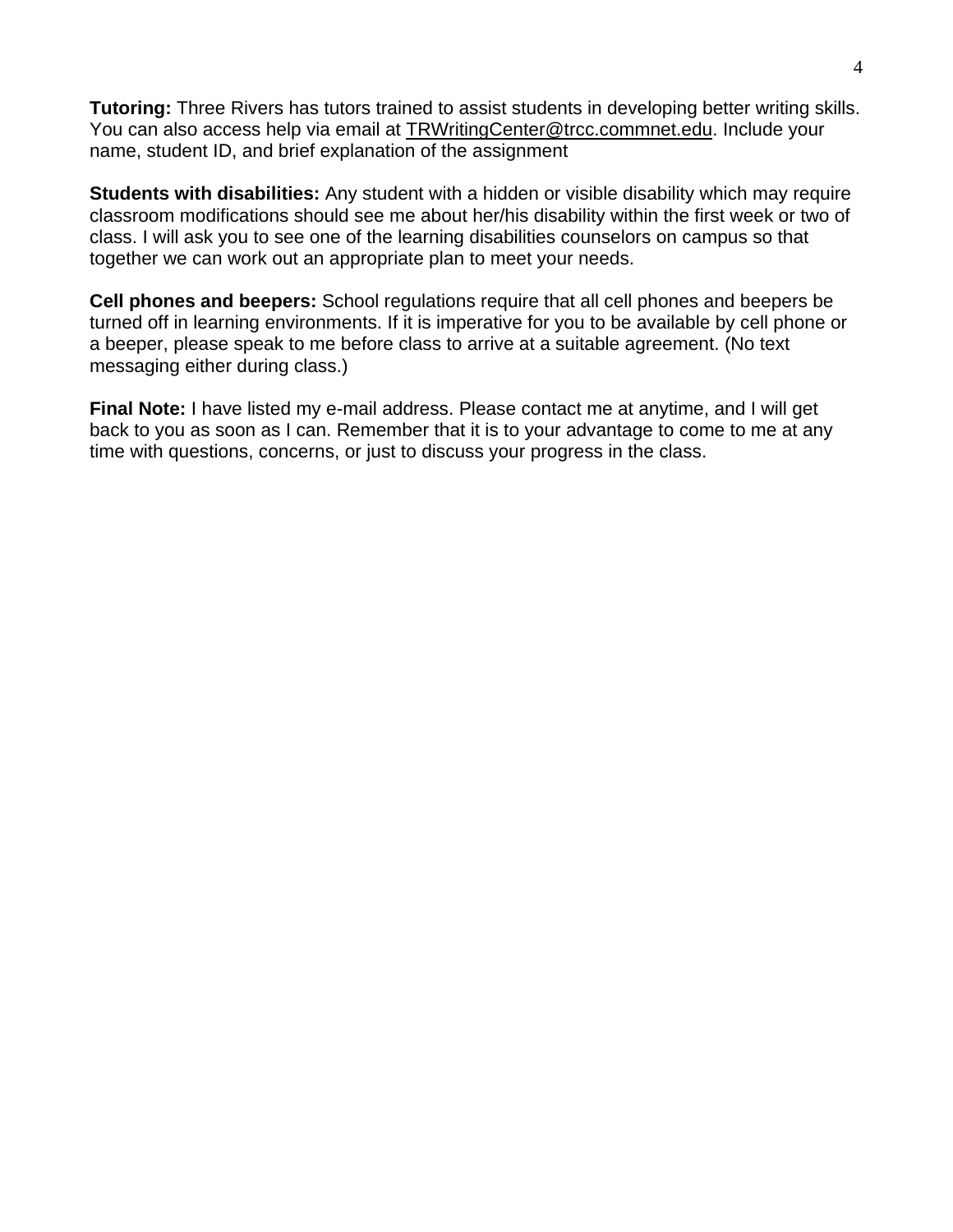**Tutoring:** Three Rivers has tutors trained to assist students in developing better writing skills. You can also access help via email at TRWritingCenter@trcc.commnet.edu. Include your name, student ID, and brief explanation of the assignment

**Students with disabilities:** Any student with a hidden or visible disability which may require classroom modifications should see me about her/his disability within the first week or two of class. I will ask you to see one of the learning disabilities counselors on campus so that together we can work out an appropriate plan to meet your needs.

**Cell phones and beepers:** School regulations require that all cell phones and beepers be turned off in learning environments. If it is imperative for you to be available by cell phone or a beeper, please speak to me before class to arrive at a suitable agreement. (No text messaging either during class.)

**Final Note:** I have listed my e-mail address. Please contact me at anytime, and I will get back to you as soon as I can. Remember that it is to your advantage to come to me at any time with questions, concerns, or just to discuss your progress in the class.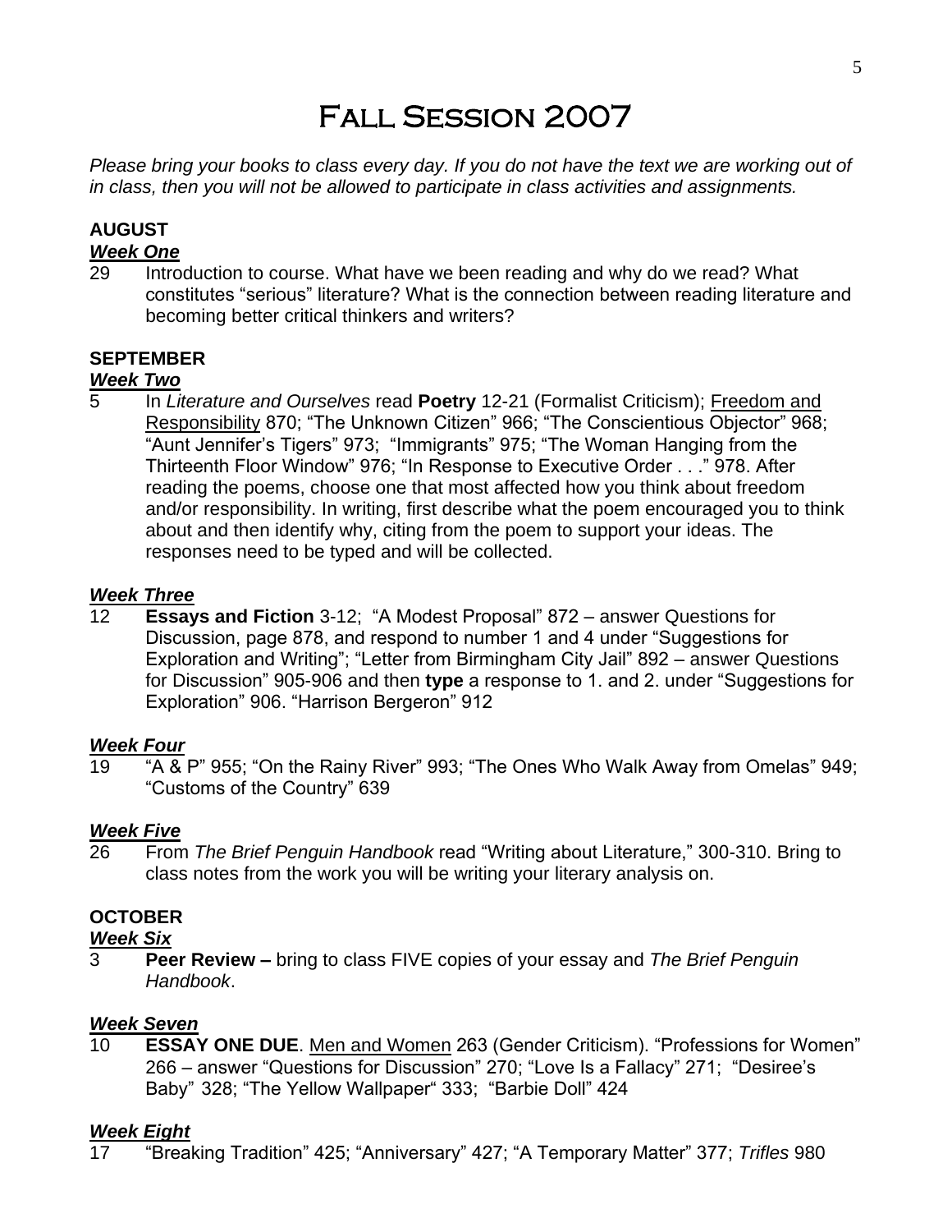# Fall Session 2007

*Please bring your books to class every day. If you do not have the text we are working out of in class, then you will not be allowed to participate in class activities and assignments.*

## AUGUST

***Week One***

29 Introduction to course. What have we been reading and why do we read? What constitutes "serious" literature? What is the connection between reading literature and becoming better critical thinkers and writers?

## SEPTEMBER

***Week Two***

5 In *Literature and Ourselves* read **Poetry** 12-21 (Formalist Criticism); <u>Freedom and Responsibility</u> 870; "The Unknown Citizen" 966; "The Conscientious Objector" 968; "Aunt Jennifer's Tigers" 973; "Immigrants" 975; "The Woman Hanging from the Thirteenth Floor Window" 976; "In Response to Executive Order . . ." 978. After reading the poems, choose one that most affected how you think about freedom and/or responsibility. In writing, first describe what the poem encouraged you to think about and then identify why, citing from the poem to support your ideas. The responses need to be typed and will be collected.

***Week Three***

12 **Essays and Fiction** 3-12; "A Modest Proposal" 872 – answer Questions for Discussion, page 878, and respond to number 1 and 4 under "Suggestions for Exploration and Writing"; "Letter from Birmingham City Jail" 892 – answer Questions for Discussion" 905-906 and then **type** a response to 1. and 2. under "Suggestions for Exploration" 906. "Harrison Bergeron" 912

***Week Four***

19 "A & P" 955; "On the Rainy River" 993; "The Ones Who Walk Away from Omelas" 949; "Customs of the Country" 639

***Week Five***

26 From *The Brief Penguin Handbook* read "Writing about Literature," 300-310. Bring to class notes from the work you will be writing your literary analysis on.

## OCTOBER

***Week Six***

3 **Peer Review –** bring to class FIVE copies of your essay and *The Brief Penguin Handbook*.

***Week Seven***

10 **ESSAY ONE DUE**. <u>Men and Women</u> 263 (Gender Criticism). "Professions for Women" 266 – answer "Questions for Discussion" 270; "Love Is a Fallacy" 271; "Desiree's Baby" 328; "The Yellow Wallpaper" 333; "Barbie Doll" 424

***Week Eight***

17 "Breaking Tradition" 425; "Anniversary" 427; "A Temporary Matter" 377; *Trifles* 980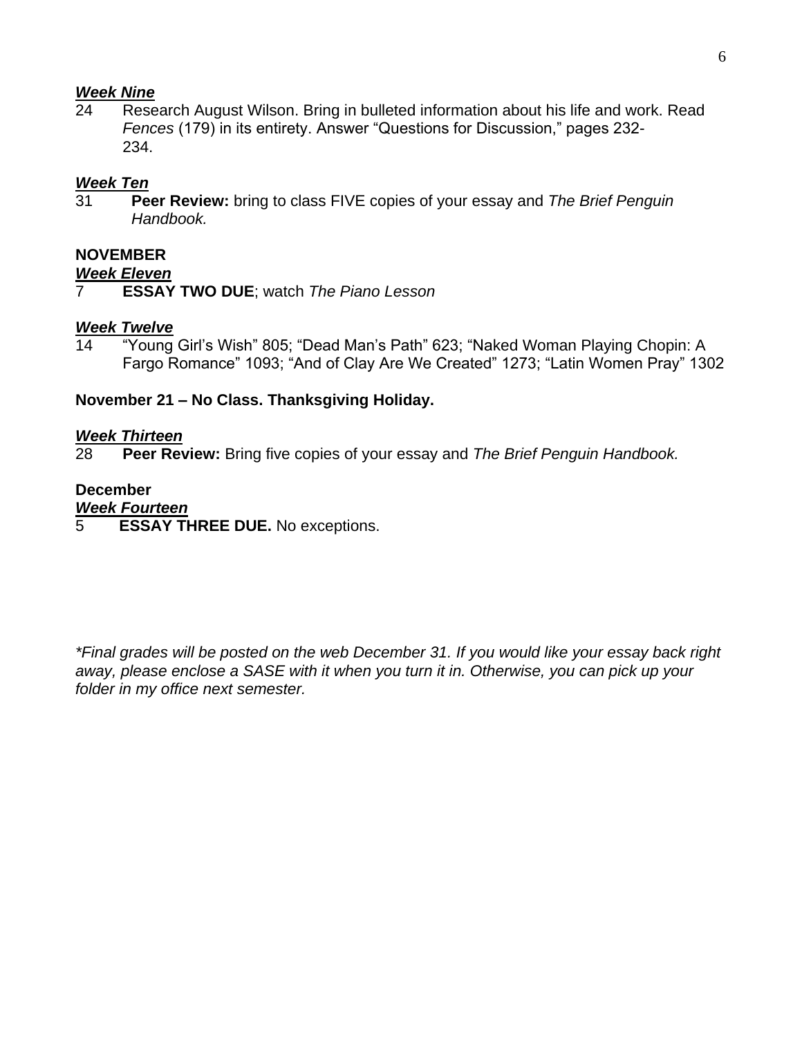***Week Nine***

24 Research August Wilson. Bring in bulleted information about his life and work. Read *Fences* (179) in its entirety. Answer "Questions for Discussion," pages 232-234.

***Week Ten***

31 **Peer Review:** bring to class FIVE copies of your essay and *The Brief Penguin Handbook.*

**NOVEMBER**

***Week Eleven***

7 **ESSAY TWO DUE**; watch *The Piano Lesson*

***Week Twelve***

14 "Young Girl's Wish" 805; "Dead Man's Path" 623; "Naked Woman Playing Chopin: A Fargo Romance" 1093; "And of Clay Are We Created" 1273; "Latin Women Pray" 1302

**November 21 – No Class. Thanksgiving Holiday.**

***Week Thirteen***

28 **Peer Review:** Bring five copies of your essay and *The Brief Penguin Handbook.*

**December**

***Week Fourteen***

5 **ESSAY THREE DUE.** No exceptions.

**Final grades will be posted on the web December 31. If you would like your essay back right away, please enclose a SASE with it when you turn it in. Otherwise, you can pick up your folder in my office next semester.*